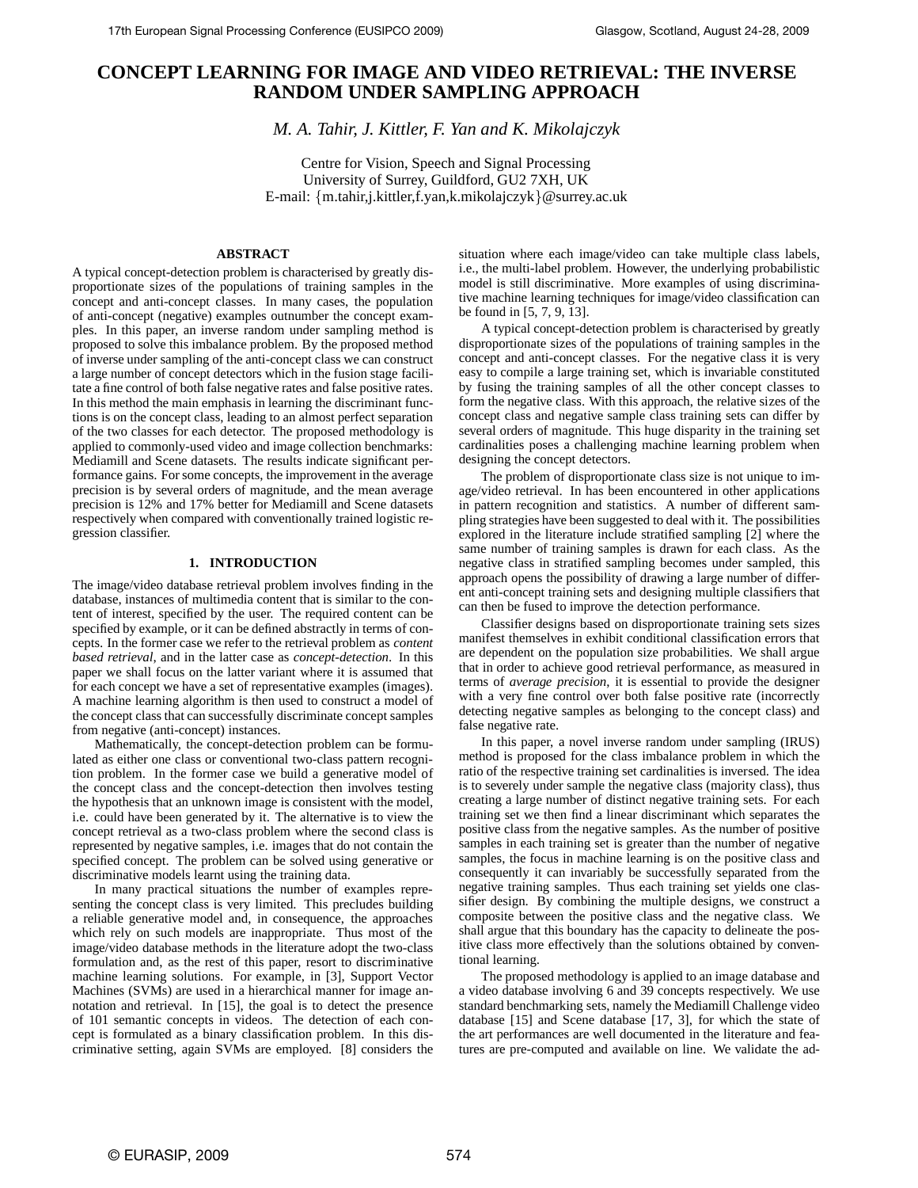# CONCEPT LEARNING FOR IMAGE AND VIDEO RETRIEVAL: THE INVERSE RANDOM UNDER SAMPLING APPROACH

*M. A. Tahir, J. Kittler, F. Yan and K. Mikolajczyk*

Centre for Vision, Speech and Signal Processing
University of Surrey, Guildford, GU2 7XH, UK
E-mail: {m.tahir,j.kittler,f.yan,k.mikolajczyk}@surrey.ac.uk

### ABSTRACT

A typical concept-detection problem is characterised by greatly disproportionate sizes of the populations of training samples in the concept and anti-concept classes. In many cases, the population of anti-concept (negative) examples outnumber the concept examples. In this paper, an inverse random under sampling method is proposed to solve this imbalance problem. By the proposed method of inverse under sampling of the anti-concept class we can construct a large number of concept detectors which in the fusion stage facilitate a fine control of both false negative rates and false positive rates. In this method the main emphasis in learning the discriminant functions is on the concept class, leading to an almost perfect separation of the two classes for each detector. The proposed methodology is applied to commonly-used video and image collection benchmarks: Mediamill and Scene datasets. The results indicate significant performance gains. For some concepts, the improvement in the average precision is by several orders of magnitude, and the mean average precision is 12% and 17% better for Mediamill and Scene datasets respectively when compared with conventionally trained logistic regression classifier.

## 1. INTRODUCTION

The image/video database retrieval problem involves finding in the database, instances of multimedia content that is similar to the content of interest, specified by the user. The required content can be specified by example, or it can be defined abstractly in terms of concepts. In the former case we refer to the retrieval problem as *content based retrieval*, and in the latter case as *concept-detection*. In this paper we shall focus on the latter variant where it is assumed that for each concept we have a set of representative examples (images). A machine learning algorithm is then used to construct a model of the concept class that can successfully discriminate concept samples from negative (anti-concept) instances.

Mathematically, the concept-detection problem can be formulated as either one class or conventional two-class pattern recognition problem. In the former case we build a generative model of the concept class and the concept-detection then involves testing the hypothesis that an unknown image is consistent with the model, i.e. could have been generated by it. The alternative is to view the concept retrieval as a two-class problem where the second class is represented by negative samples, i.e. images that do not contain the specified concept. The problem can be solved using generative or discriminative models learnt using the training data.

In many practical situations the number of examples representing the concept class is very limited. This precludes building a reliable generative model and, in consequence, the approaches which rely on such models are inappropriate. Thus most of the image/video database methods in the literature adopt the two-class formulation and, as the rest of this paper, resort to discriminative machine learning solutions. For example, in [3], Support Vector Machines (SVMs) are used in a hierarchical manner for image annotation and retrieval. In [15], the goal is to detect the presence of 101 semantic concepts in videos. The detection of each concept is formulated as a binary classification problem. In this discriminative setting, again SVMs are employed. [8] considers the situation where each image/video can take multiple class labels, i.e., the multi-label problem. However, the underlying probabilistic model is still discriminative. More examples of using discriminative machine learning techniques for image/video classification can be found in [5, 7, 9, 13].

A typical concept-detection problem is characterised by greatly disproportionate sizes of the populations of training samples in the concept and anti-concept classes. For the negative class it is very easy to compile a large training set, which is invariable constituted by fusing the training samples of all the other concept classes to form the negative class. With this approach, the relative sizes of the concept class and negative sample class training sets can differ by several orders of magnitude. This huge disparity in the training set cardinalities poses a challenging machine learning problem when designing the concept detectors.

The problem of disproportionate class size is not unique to image/video retrieval. In has been encountered in other applications in pattern recognition and statistics. A number of different sampling strategies have been suggested to deal with it. The possibilities explored in the literature include stratified sampling [2] where the same number of training samples is drawn for each class. As the negative class in stratified sampling becomes under sampled, this approach opens the possibility of drawing a large number of different anti-concept training sets and designing multiple classifiers that can then be fused to improve the detection performance.

Classifier designs based on disproportionate training sets sizes manifest themselves in exhibit conditional classification errors that are dependent on the population size probabilities. We shall argue that in order to achieve good retrieval performance, as measured in terms of *average precision*, it is essential to provide the designer with a very fine control over both false positive rate (incorrectly detecting negative samples as belonging to the concept class) and false negative rate.

In this paper, a novel inverse random under sampling (IRUS) method is proposed for the class imbalance problem in which the ratio of the respective training set cardinalities is inversed. The idea is to severely under sample the negative class (majority class), thus creating a large number of distinct negative training sets. For each training set we then find a linear discriminant which separates the positive class from the negative samples. As the number of positive samples in each training set is greater than the number of negative samples, the focus in machine learning is on the positive class and consequently it can invariably be successfully separated from the negative training samples. Thus each training set yields one classifier design. By combining the multiple designs, we construct a composite between the positive class and the negative class. We shall argue that this boundary has the capacity to delineate the positive class more effectively than the solutions obtained by conventional learning.

The proposed methodology is applied to an image database and a video database involving 6 and 39 concepts respectively. We use standard benchmarking sets, namely the Mediamill Challenge video database [15] and Scene database [17, 3], for which the state of the art performances are well documented in the literature and features are pre-computed and available on line. We validate the ad-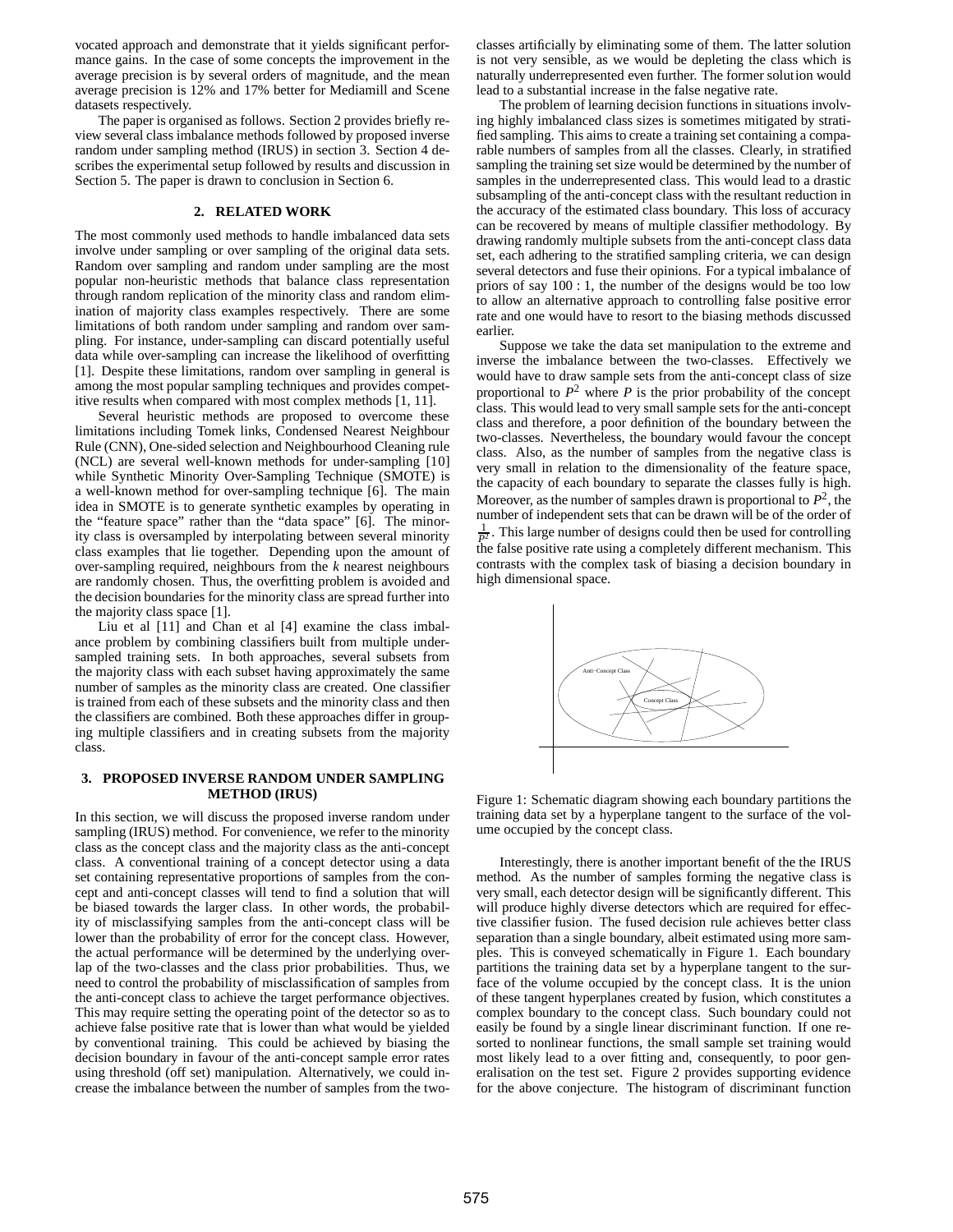vocated approach and demonstrate that it yields significant performance gains. In the case of some concepts the improvement in the average precision is by several orders of magnitude, and the mean average precision is 12% and 17% better for Mediamill and Scene datasets respectively.

The paper is organised as follows. Section 2 provides briefly review several class imbalance methods followed by proposed inverse random under sampling method (IRUS) in section 3. Section 4 describes the experimental setup followed by results and discussion in Section 5. The paper is drawn to conclusion in Section 6.

## 2. RELATED WORK

The most commonly used methods to handle imbalanced data sets involve under sampling or over sampling of the original data sets. Random over sampling and random under sampling are the most popular non-heuristic methods that balance class representation through random replication of the minority class and random elimination of majority class examples respectively. There are some limitations of both random under sampling and random over sampling. For instance, under-sampling can discard potentially useful data while over-sampling can increase the likelihood of overfitting [1]. Despite these limitations, random over sampling in general is among the most popular sampling techniques and provides competitive results when compared with most complex methods [1, 11].

Several heuristic methods are proposed to overcome these limitations including Tomek links, Condensed Nearest Neighbour Rule (CNN), One-sided selection and Neighbourhood Cleaning rule (NCL) are several well-known methods for under-sampling [10] while Synthetic Minority Over-Sampling Technique (SMOTE) is a well-known method for over-sampling technique [6]. The main idea in SMOTE is to generate synthetic examples by operating in the "feature space" rather than the "data space" [6]. The minority class is oversampled by interpolating between several minority class examples that lie together. Depending upon the amount of over-sampling required, neighbours from the $k$ nearest neighbours are randomly chosen. Thus, the overfitting problem is avoided and the decision boundaries for the minority class are spread further into the majority class space [1].

Liu et al [11] and Chan et al [4] examine the class imbalance problem by combining classifiers built from multiple undersampled training sets. In both approaches, several subsets from the majority class with each subset having approximately the same number of samples as the minority class are created. One classifier is trained from each of these subsets and the minority class and then the classifiers are combined. Both these approaches differ in grouping multiple classifiers and in creating subsets from the majority class.

## 3. PROPOSED INVERSE RANDOM UNDER SAMPLING METHOD (IRUS)

In this section, we will discuss the proposed inverse random under sampling (IRUS) method. For convenience, we refer to the minority class as the concept class and the majority class as the anti-concept class. A conventional training of a concept detector using a data set containing representative proportions of samples from the concept and anti-concept classes will tend to find a solution that will be biased towards the larger class. In other words, the probability of misclassifying samples from the anti-concept class will be lower than the probability of error for the concept class. However, the actual performance will be determined by the underlying overlap of the two-classes and the class prior probabilities. Thus, we need to control the probability of misclassification of samples from the anti-concept class to achieve the target performance objectives. This may require setting the operating point of the detector so as to achieve false positive rate that is lower than what would be yielded by conventional training. This could be achieved by biasing the decision boundary in favour of the anti-concept sample error rates using threshold (off set) manipulation. Alternatively, we could increase the imbalance between the number of samples from the two-classes artificially by eliminating some of them. The latter solution is not very sensible, as we would be depleting the class which is naturally underrepresented even further. The former solution would lead to a substantial increase in the false negative rate.

The problem of learning decision functions in situations involving highly imbalanced class sizes is sometimes mitigated by stratified sampling. This aims to create a training set containing a comparable numbers of samples from all the classes. Clearly, in stratified sampling the training set size would be determined by the number of samples in the underrepresented class. This would lead to a drastic subsampling of the anti-concept class with the resultant reduction in the accuracy of the estimated class boundary. This loss of accuracy can be recovered by means of multiple classifier methodology. By drawing randomly multiple subsets from the anti-concept class data set, each adhering to the stratified sampling criteria, we can design several detectors and fuse their opinions. For a typical imbalance of priors of say 100 : 1, the number of the designs would be too low to allow an alternative approach to controlling false positive error rate and one would have to resort to the biasing methods discussed earlier.

Suppose we take the data set manipulation to the extreme and inverse the imbalance between the two-classes. Effectively we would have to draw sample sets from the anti-concept class of size proportional to $P^2$ where $P$ is the prior probability of the concept class. This would lead to very small sample sets for the anti-concept class and therefore, a poor definition of the boundary between the two-classes. Nevertheless, the boundary would favour the concept class. Also, as the number of samples from the negative class is very small in relation to the dimensionality of the feature space, the capacity of each boundary to separate the classes fully is high. Moreover, as the number of samples drawn is proportional to $P^2$, the number of independent sets that can be drawn will be of the order of $\frac{1}{P^2}$. This large number of designs could then be used for controlling the false positive rate using a completely different mechanism. This contrasts with the complex task of biasing a decision boundary in high dimensional space.

Anti−Concept Class

Concept Class

Figure 1: Schematic diagram showing each boundary partitions the training data set by a hyperplane tangent to the surface of the volume occupied by the concept class.

Interestingly, there is another important benefit of the the IRUS method. As the number of samples forming the negative class is very small, each detector design will be significantly different. This will produce highly diverse detectors which are required for effective classifier fusion. The fused decision rule achieves better class separation than a single boundary, albeit estimated using more samples. This is conveyed schematically in Figure 1. Each boundary partitions the training data set by a hyperplane tangent to the surface of the volume occupied by the concept class. It is the union of these tangent hyperplanes created by fusion, which constitutes a complex boundary to the concept class. Such boundary could not easily be found by a single linear discriminant function. If one resorted to nonlinear functions, the small sample set training would most likely lead to a over fitting and, consequently, to poor generalisation on the test set. Figure 2 provides supporting evidence for the above conjecture. The histogram of discriminant function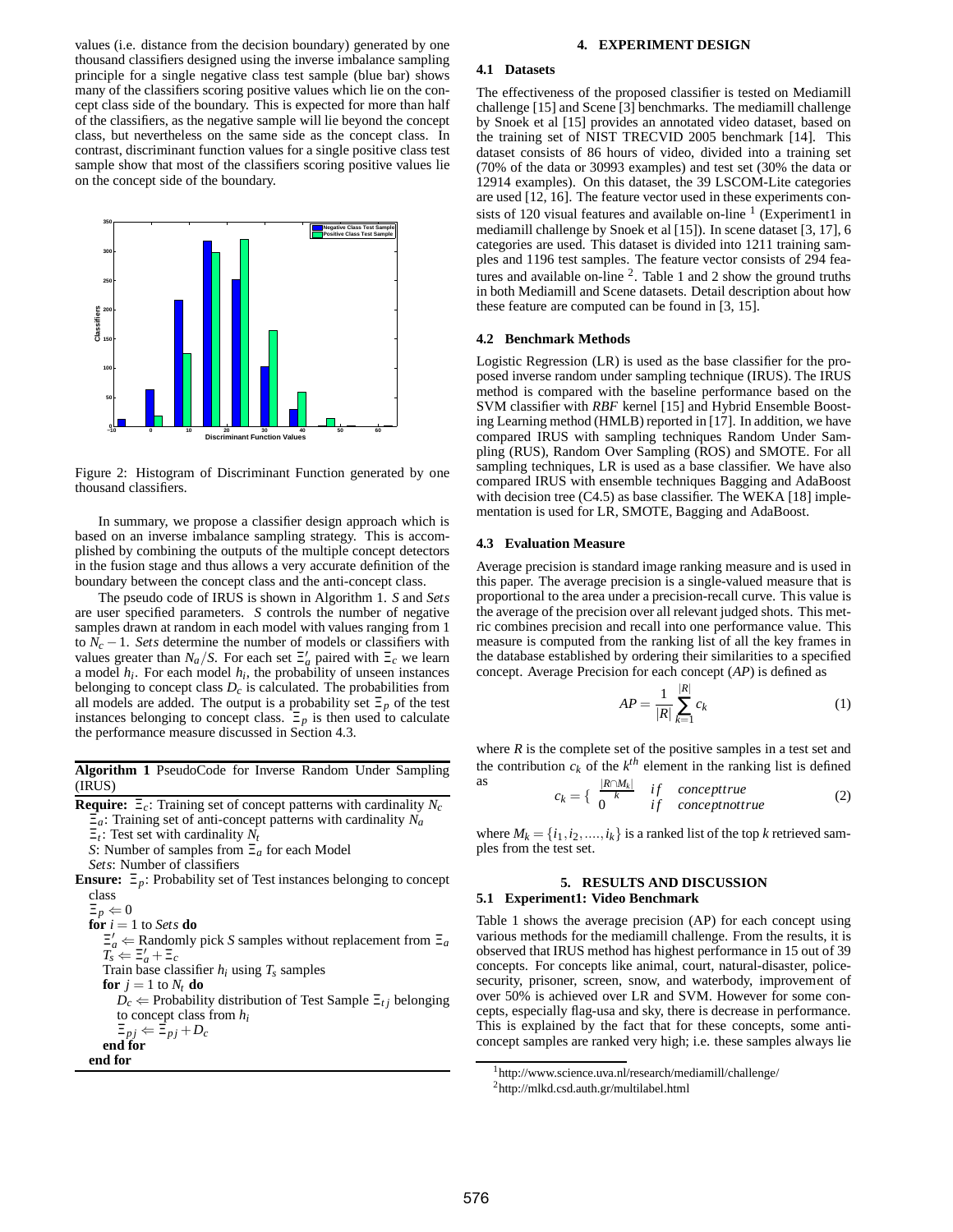values (i.e. distance from the decision boundary) generated by one thousand classifiers designed using the inverse imbalance sampling principle for a single negative class test sample (blue bar) shows many of the classifiers scoring positive values which lie on the concept class side of the boundary. This is expected for more than half of the classifiers, as the negative sample will lie beyond the concept class, but nevertheless on the same side as the concept class. In contrast, discriminant function values for a single positive class test sample show that most of the classifiers scoring positive values lie on the concept side of the boundary.

Figure 2: Histogram of Discriminant Function generated by one thousand classifiers.

In summary, we propose a classifier design approach which is based on an inverse imbalance sampling strategy. This is accomplished by combining the outputs of the multiple concept detectors in the fusion stage and thus allows a very accurate definition of the boundary between the concept class and the anti-concept class.

The pseudo code of IRUS is shown in Algorithm 1. $S$ and $Sets$ are user specified parameters. $S$ controls the number of negative samples drawn at random in each model with values ranging from 1 to $N_c - 1$. $Sets$ determine the number of models or classifiers with values greater than $N_a/S$. For each set $\Xi'_a$ paired with $\Xi_c$ we learn a model $h_i$. For each model $h_i$, the probability of unseen instances belonging to concept class $D_c$ is calculated. The probabilities from all models are added. The output is a probability set $\Xi_p$ of the test instances belonging to concept class. $\Xi_p$ is then used to calculate the performance measure discussed in Section 4.3.

**Algorithm 1** PseudoCode for Inverse Random Under Sampling (IRUS)

**Require:** $\Xi_c$: Training set of concept patterns with cardinality $N_c$
$\Xi_a$: Training set of anti-concept patterns with cardinality $N_a$
$\Xi_t$: Test set with cardinality $N_t$
$S$: Number of samples from $\Xi_a$ for each Model
$Sets$: Number of classifiers
**Ensure:** $\Xi_p$: Probability set of Test instances belonging to concept class
$\Xi_p \Leftarrow 0$
**for** $i = 1$ to $Sets$ **do**
  $\Xi'_a \Leftarrow$ Randomly pick $S$ samples without replacement from $\Xi_a$
  $T_s \Leftarrow \Xi'_a + \Xi_c$
  Train base classifier $h_i$ using $T_s$ samples
  **for** $j = 1$ to $N_t$ **do**
    $D_c \Leftarrow$ Probability distribution of Test Sample $\Xi_{tj}$ belonging to concept class from $h_i$
    $\Xi_{pj} \Leftarrow \Xi_{pj} + D_c$
  **end for**
**end for**

## 4. EXPERIMENT DESIGN

### 4.1 Datasets

The effectiveness of the proposed classifier is tested on Mediamill challenge [15] and Scene [3] benchmarks. The mediamill challenge by Snoek et al [15] provides an annotated video dataset, based on the training set of NIST TRECVID 2005 benchmark [14]. This dataset consists of 86 hours of video, divided into a training set (70% of the data or 30993 examples) and test set (30% the data or 12914 examples). On this dataset, the 39 LSCOM-Lite categories are used [12, 16]. The feature vector used in these experiments consists of 120 visual features and available on-line [1] (Experiment1 in mediamill challenge by Snoek et al [15]). In scene dataset [3, 17], 6 categories are used. This dataset is divided into 1211 training samples and 1196 test samples. The feature vector consists of 294 features and available on-line [2]. Table 1 and 2 show the ground truths in both Mediamill and Scene datasets. Detail description about how these feature are computed can be found in [3, 15].

### 4.2 Benchmark Methods

Logistic Regression (LR) is used as the base classifier for the proposed inverse random under sampling technique (IRUS). The IRUS method is compared with the baseline performance based on the SVM classifier with *RBF* kernel [15] and Hybrid Ensemble Boosting Learning method (HMLB) reported in [17]. In addition, we have compared IRUS with sampling techniques Random Under Sampling (RUS), Random Over Sampling (ROS) and SMOTE. For all sampling techniques, LR is used as a base classifier. We have also compared IRUS with ensemble techniques Bagging and AdaBoost with decision tree (C4.5) as base classifier. The WEKA [18] implementation is used for LR, SMOTE, Bagging and AdaBoost.

### 4.3 Evaluation Measure

Average precision is standard image ranking measure and is used in this paper. The average precision is a single-valued measure that is proportional to the area under a precision-recall curve. This value is the average of the precision over all relevant judged shots. This metric combines precision and recall into one performance value. This measure is computed from the ranking list of all the key frames in the database established by ordering their similarities to a specified concept. Average Precision for each concept ($AP$) is defined as

$$AP = \frac{1}{|R|} \sum_{k=1}^{|R|} c_k \qquad (1)$$

where $R$ is the complete set of the positive samples in a test set and the contribution $c_k$ of the $k^{th}$ element in the ranking list is defined as

$$c_k = \begin{cases} \frac{|R \cap M_k|}{k} & if \quad concepttrue \\ 0 & if \quad conceptnottrue \end{cases} \qquad (2)$$

where $M_k = \{i_1, i_2, ....., i_k\}$ is a ranked list of the top $k$ retrieved samples from the test set.

## 5. RESULTS AND DISCUSSION

### 5.1 Experiment1: Video Benchmark

Table 1 shows the average precision (AP) for each concept using various methods for the mediamill challenge. From the results, it is observed that IRUS method has highest performance in 15 out of 39 concepts. For concepts like animal, court, natural-disaster, police-security, prisoner, screen, snow, and waterbody, improvement of over 50% is achieved over LR and SVM. However for some concepts, especially flag-usa and sky, there is decrease in performance. This is explained by the fact that for these concepts, some anti-concept samples are ranked very high; i.e. these samples always lie

[1] http://www.science.uva.nl/research/mediamill/challenge/
[2] http://mlkd.csd.auth.gr/multilabel.html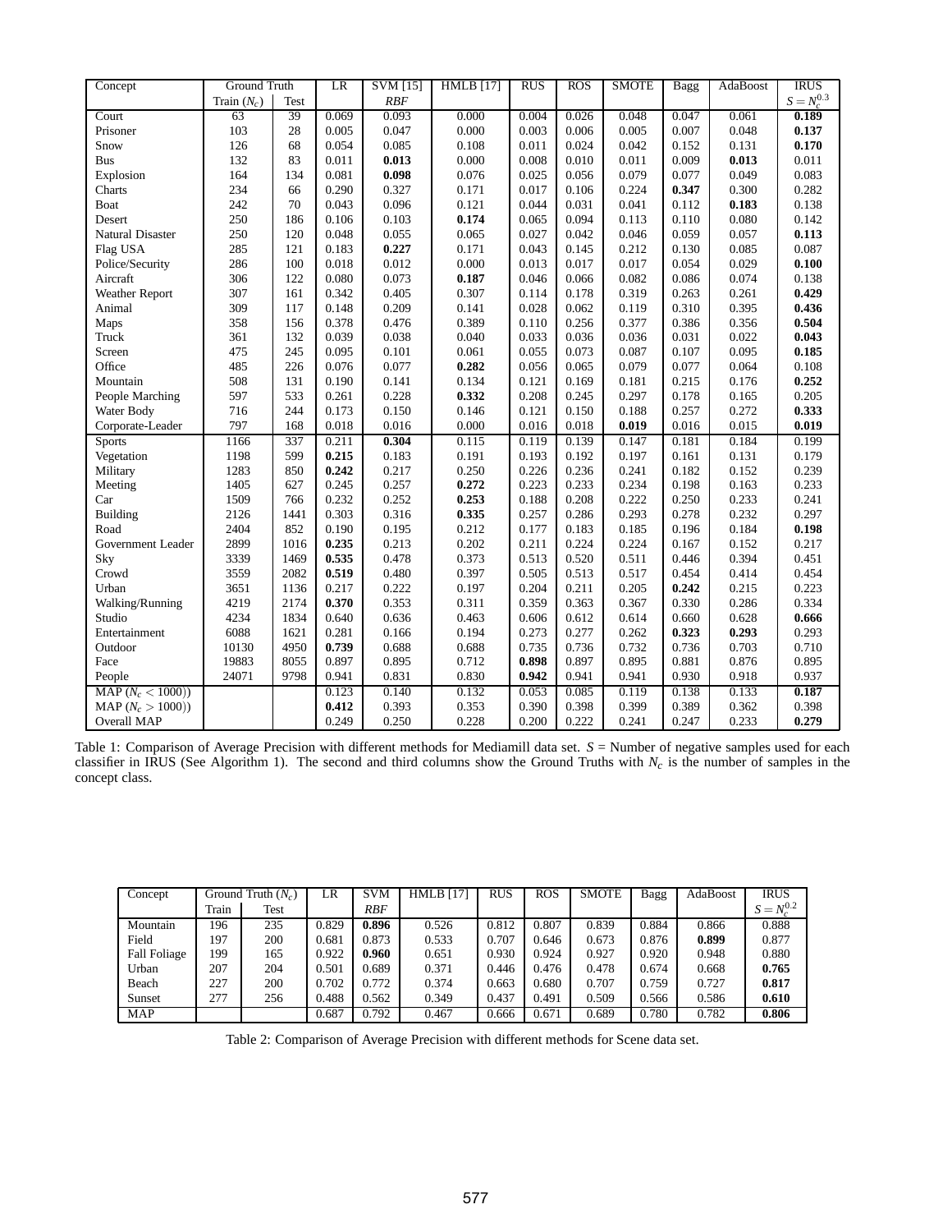| Concept | Ground Truth | | LR | SVM [15] | HMLB [17] | RUS | ROS | SMOTE | Bagg | AdaBoost | IRUS |
|---|---|---|---|---|---|---|---|---|---|---|---|
| | Train ($N_c$) | Test | | *RBF* | | | | | | | $S = N_c^{0.3}$ |
| Court | 63 | 39 | 0.069 | 0.093 | 0.000 | 0.004 | 0.026 | 0.048 | 0.047 | 0.061 | **0.189** |
| Prisoner | 103 | 28 | 0.005 | 0.047 | 0.000 | 0.003 | 0.006 | 0.005 | 0.007 | 0.048 | **0.137** |
| Snow | 126 | 68 | 0.054 | 0.085 | 0.108 | 0.011 | 0.024 | 0.042 | 0.152 | 0.131 | **0.170** |
| Bus | 132 | 83 | 0.011 | **0.013** | 0.000 | 0.008 | 0.010 | 0.011 | 0.009 | **0.013** | 0.011 |
| Explosion | 164 | 134 | 0.081 | **0.098** | 0.076 | 0.025 | 0.056 | 0.079 | 0.077 | 0.049 | 0.083 |
| Charts | 234 | 66 | 0.290 | 0.327 | 0.171 | 0.017 | 0.106 | 0.224 | **0.347** | 0.300 | 0.282 |
| Boat | 242 | 70 | 0.043 | 0.096 | 0.121 | 0.044 | 0.031 | 0.041 | 0.112 | **0.183** | 0.138 |
| Desert | 250 | 186 | 0.106 | 0.103 | **0.174** | 0.065 | 0.094 | 0.113 | 0.110 | 0.080 | 0.142 |
| Natural Disaster | 250 | 120 | 0.048 | 0.055 | 0.065 | 0.027 | 0.042 | 0.046 | 0.059 | 0.057 | **0.113** |
| Flag USA | 285 | 121 | 0.183 | **0.227** | 0.171 | 0.043 | 0.145 | 0.212 | 0.130 | 0.085 | 0.087 |
| Police/Security | 286 | 100 | 0.018 | 0.012 | 0.000 | 0.013 | 0.017 | 0.017 | 0.054 | 0.029 | **0.100** |
| Aircraft | 306 | 122 | 0.080 | 0.073 | **0.187** | 0.046 | 0.066 | 0.082 | 0.086 | 0.074 | 0.138 |
| Weather Report | 307 | 161 | 0.342 | 0.405 | 0.307 | 0.114 | 0.178 | 0.319 | 0.263 | 0.261 | **0.429** |
| Animal | 309 | 117 | 0.148 | 0.209 | 0.141 | 0.028 | 0.062 | 0.119 | 0.310 | 0.395 | **0.436** |
| Maps | 358 | 156 | 0.378 | 0.476 | 0.389 | 0.110 | 0.256 | 0.377 | 0.386 | 0.356 | **0.504** |
| Truck | 361 | 132 | 0.039 | 0.038 | 0.040 | 0.033 | 0.036 | 0.036 | 0.031 | 0.022 | **0.043** |
| Screen | 475 | 245 | 0.095 | 0.101 | 0.061 | 0.055 | 0.073 | 0.087 | 0.107 | 0.095 | **0.185** |
| Office | 485 | 226 | 0.076 | 0.077 | **0.282** | 0.056 | 0.065 | 0.079 | 0.077 | 0.064 | 0.108 |
| Mountain | 508 | 131 | 0.190 | 0.141 | 0.134 | 0.121 | 0.169 | 0.181 | 0.215 | 0.176 | **0.252** |
| People Marching | 597 | 533 | 0.261 | 0.228 | **0.332** | 0.208 | 0.245 | 0.297 | 0.178 | 0.165 | 0.205 |
| Water Body | 716 | 244 | 0.173 | 0.150 | 0.146 | 0.121 | 0.150 | 0.188 | 0.257 | 0.272 | **0.333** |
| Corporate-Leader | 797 | 168 | 0.018 | 0.016 | 0.000 | 0.016 | 0.018 | **0.019** | 0.016 | 0.015 | **0.019** |
| Sports | 1166 | 337 | 0.211 | **0.304** | 0.115 | 0.119 | 0.139 | 0.147 | 0.181 | 0.184 | 0.199 |
| Vegetation | 1198 | 599 | **0.215** | 0.183 | 0.191 | 0.193 | 0.192 | 0.197 | 0.161 | 0.131 | 0.179 |
| Military | 1283 | 850 | **0.242** | 0.217 | 0.250 | 0.226 | 0.236 | 0.241 | 0.182 | 0.152 | 0.239 |
| Meeting | 1405 | 627 | 0.245 | 0.257 | **0.272** | 0.223 | 0.233 | 0.234 | 0.198 | 0.163 | 0.233 |
| Car | 1509 | 766 | 0.232 | 0.252 | **0.253** | 0.188 | 0.208 | 0.222 | 0.250 | 0.233 | 0.241 |
| Building | 2126 | 1441 | 0.303 | 0.316 | **0.335** | 0.257 | 0.286 | 0.293 | 0.278 | 0.232 | 0.297 |
| Road | 2404 | 852 | 0.190 | 0.195 | 0.212 | 0.177 | 0.183 | 0.185 | 0.196 | 0.184 | **0.198** |
| Government Leader | 2899 | 1016 | **0.235** | 0.213 | 0.202 | 0.211 | 0.224 | 0.224 | 0.167 | 0.152 | 0.217 |
| Sky | 3339 | 1469 | **0.535** | 0.478 | 0.373 | 0.513 | 0.520 | 0.511 | 0.446 | 0.394 | 0.451 |
| Crowd | 3559 | 2082 | **0.519** | 0.480 | 0.397 | 0.505 | 0.513 | 0.517 | 0.454 | 0.414 | 0.454 |
| Urban | 3651 | 1136 | 0.217 | 0.222 | 0.197 | 0.204 | 0.211 | 0.205 | **0.242** | 0.215 | 0.223 |
| Walking/Running | 4219 | 2174 | **0.370** | 0.353 | 0.311 | 0.359 | 0.363 | 0.367 | 0.330 | 0.286 | 0.334 |
| Studio | 4234 | 1834 | 0.640 | 0.636 | 0.463 | 0.606 | 0.612 | 0.614 | 0.660 | 0.628 | **0.666** |
| Entertainment | 6088 | 1621 | 0.281 | 0.166 | 0.194 | 0.273 | 0.277 | 0.262 | **0.323** | **0.293** | 0.293 |
| Outdoor | 10130 | 4950 | **0.739** | 0.688 | 0.688 | 0.735 | 0.736 | 0.732 | 0.736 | 0.703 | 0.710 |
| Face | 19883 | 8055 | 0.897 | 0.895 | 0.712 | **0.898** | 0.897 | 0.895 | 0.881 | 0.876 | 0.895 |
| People | 24071 | 9798 | 0.941 | 0.831 | 0.830 | **0.942** | 0.941 | 0.941 | 0.930 | 0.918 | 0.937 |
| MAP ($N_c < 1000$)) | | | 0.123 | 0.140 | 0.132 | 0.053 | 0.085 | 0.119 | 0.138 | 0.133 | **0.187** |
| MAP ($N_c > 1000$)) | | | **0.412** | 0.393 | 0.353 | 0.390 | 0.398 | 0.399 | 0.389 | 0.362 | 0.398 |
| Overall MAP | | | 0.249 | 0.250 | 0.228 | 0.200 | 0.222 | 0.241 | 0.247 | 0.233 | **0.279** |

Table 1: Comparison of Average Precision with different methods for Mediamill data set. $S$ = Number of negative samples used for each classifier in IRUS (See Algorithm 1). The second and third columns show the Ground Truths with $N_c$ is the number of samples in the concept class.

| Concept | Ground Truth ($N_c$) | | LR | SVM | HMLB [17] | RUS | ROS | SMOTE | Bagg | AdaBoost | IRUS |
|---|---|---|---|---|---|---|---|---|---|---|---|
| | Train | Test | | *RBF* | | | | | | | $S = N_c^{0.2}$ |
| Mountain | 196 | 235 | 0.829 | **0.896** | 0.526 | 0.812 | 0.807 | 0.839 | 0.884 | 0.866 | 0.888 |
| Field | 197 | 200 | 0.681 | 0.873 | 0.533 | 0.707 | 0.646 | 0.673 | 0.876 | **0.899** | 0.877 |
| Fall Foliage | 199 | 165 | 0.922 | **0.960** | 0.651 | 0.930 | 0.924 | 0.927 | 0.920 | 0.948 | 0.880 |
| Urban | 207 | 204 | 0.501 | 0.689 | 0.371 | 0.446 | 0.476 | 0.478 | 0.674 | 0.668 | **0.765** |
| Beach | 227 | 200 | 0.702 | 0.772 | 0.374 | 0.663 | 0.680 | 0.707 | 0.759 | 0.727 | **0.817** |
| Sunset | 277 | 256 | 0.488 | 0.562 | 0.349 | 0.437 | 0.491 | 0.509 | 0.566 | 0.586 | **0.610** |
| MAP | | | 0.687 | 0.792 | 0.467 | 0.666 | 0.671 | 0.689 | 0.780 | 0.782 | **0.806** |

Table 2: Comparison of Average Precision with different methods for Scene data set.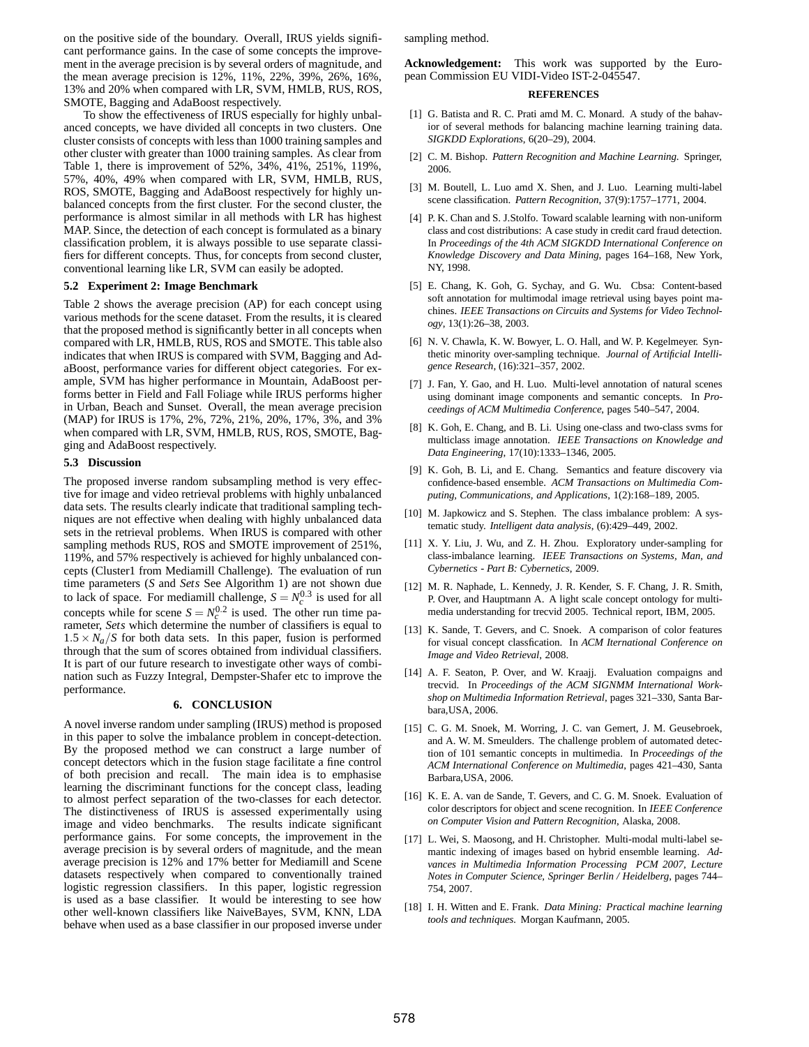on the positive side of the boundary. Overall, IRUS yields significant performance gains. In the case of some concepts the improvement in the average precision is by several orders of magnitude, and the mean average precision is 12%, 11%, 22%, 39%, 26%, 16%, 13% and 20% when compared with LR, SVM, HMLB, RUS, ROS, SMOTE, Bagging and AdaBoost respectively.

To show the effectiveness of IRUS especially for highly unbalanced concepts, we have divided all concepts in two clusters. One cluster consists of concepts with less than 1000 training samples and other cluster with greater than 1000 training samples. As clear from Table 1, there is improvement of 52%, 34%, 41%, 251%, 119%, 57%, 40%, 49% when compared with LR, SVM, HMLB, RUS, ROS, SMOTE, Bagging and AdaBoost respectively for highly unbalanced concepts from the first cluster. For the second cluster, the performance is almost similar in all methods with LR has highest MAP. Since, the detection of each concept is formulated as a binary classification problem, it is always possible to use separate classifiers for different concepts. Thus, for concepts from second cluster, conventional learning like LR, SVM can easily be adopted.

### 5.2 Experiment 2: Image Benchmark

Table 2 shows the average precision (AP) for each concept using various methods for the scene dataset. From the results, it is cleared that the proposed method is significantly better in all concepts when compared with LR, HMLB, RUS, ROS and SMOTE. This table also indicates that when IRUS is compared with SVM, Bagging and AdaBoost, performance varies for different object categories. For example, SVM has higher performance in Mountain, AdaBoost performs better in Field and Fall Foliage while IRUS performs higher in Urban, Beach and Sunset. Overall, the mean average precision (MAP) for IRUS is 17%, 2%, 72%, 21%, 20%, 17%, 3%, and 3% when compared with LR, SVM, HMLB, RUS, ROS, SMOTE, Bagging and AdaBoost respectively.

### 5.3 Discussion

The proposed inverse random subsampling method is very effective for image and video retrieval problems with highly unbalanced data sets. The results clearly indicate that traditional sampling techniques are not effective when dealing with highly unbalanced data sets in the retrieval problems. When IRUS is compared with other sampling methods RUS, ROS and SMOTE improvement of 251%, 119%, and 57% respectively is achieved for highly unbalanced concepts (Cluster1 from Mediamill Challenge). The evaluation of run time parameters (*S* and *Sets* See Algorithm 1) are not shown due to lack of space. For mediamill challenge, $S = N_c^{0.3}$ is used for all concepts while for scene $S = N_c^{0.2}$ is used. The other run time parameter, *Sets* which determine the number of classifiers is equal to $1.5 \times N_a/S$ for both data sets. In this paper, fusion is performed through that the sum of scores obtained from individual classifiers. It is part of our future research to investigate other ways of combination such as Fuzzy Integral, Dempster-Shafer etc to improve the performance.

## 6. CONCLUSION

A novel inverse random under sampling (IRUS) method is proposed in this paper to solve the imbalance problem in concept-detection. By the proposed method we can construct a large number of concept detectors which in the fusion stage facilitate a fine control of both precision and recall. The main idea is to emphasise learning the discriminant functions for the concept class, leading to almost perfect separation of the two-classes for each detector. The distinctiveness of IRUS is assessed experimentally using image and video benchmarks. The results indicate significant performance gains. For some concepts, the improvement in the average precision is by several orders of magnitude, and the mean average precision is 12% and 17% better for Mediamill and Scene datasets respectively when compared to conventionally trained logistic regression classifiers. In this paper, logistic regression is used as a base classifier. It would be interesting to see how other well-known classifiers like NaiveBayes, SVM, KNN, LDA behave when used as a base classifier in our proposed inverse under sampling method.

**Acknowledgement:** This work was supported by the European Commission EU VIDI-Video IST-2-045547.

## REFERENCES

[1] G. Batista and R. C. Prati amd M. C. Monard. A study of the bahavior of several methods for balancing machine learning training data. *SIGKDD Explorations*, 6(20–29), 2004.

[2] C. M. Bishop. *Pattern Recognition and Machine Learning*. Springer, 2006.

[3] M. Boutell, L. Luo amd X. Shen, and J. Luo. Learning multi-label scene classification. *Pattern Recognition*, 37(9):1757–1771, 2004.

[4] P. K. Chan and S. J.Stolfo. Toward scalable learning with non-uniform class and cost distributions: A case study in credit card fraud detection. In *Proceedings of the 4th ACM SIGKDD International Conference on Knowledge Discovery and Data Mining*, pages 164–168, New York, NY, 1998.

[5] E. Chang, K. Goh, G. Sychay, and G. Wu. Cbsa: Content-based soft annotation for multimodal image retrieval using bayes point machines. *IEEE Transactions on Circuits and Systems for Video Technology*, 13(1):26–38, 2003.

[6] N. V. Chawla, K. W. Bowyer, L. O. Hall, and W. P. Kegelmeyer. Synthetic minority over-sampling technique. *Journal of Artificial Intelligence Research*, (16):321–357, 2002.

[7] J. Fan, Y. Gao, and H. Luo. Multi-level annotation of natural scenes using dominant image components and semantic concepts. In *Proceedings of ACM Multimedia Conference*, pages 540–547, 2004.

[8] K. Goh, E. Chang, and B. Li. Using one-class and two-class svms for multiclass image annotation. *IEEE Transactions on Knowledge and Data Engineering*, 17(10):1333–1346, 2005.

[9] K. Goh, B. Li, and E. Chang. Semantics and feature discovery via confidence-based ensemble. *ACM Transactions on Multimedia Computing, Communications, and Applications*, 1(2):168–189, 2005.

[10] M. Japkowicz and S. Stephen. The class imbalance problem: A systematic study. *Intelligent data analysis*, (6):429–449, 2002.

[11] X. Y. Liu, J. Wu, and Z. H. Zhou. Exploratory under-sampling for class-imbalance learning. *IEEE Transactions on Systems, Man, and Cybernetics - Part B: Cybernetics*, 2009.

[12] M. R. Naphade, L. Kennedy, J. R. Kender, S. F. Chang, J. R. Smith, P. Over, and Hauptmann A. A light scale concept ontology for multimedia understanding for trecvid 2005. Technical report, IBM, 2005.

[13] K. Sande, T. Gevers, and C. Snoek. A comparison of color features for visual concept classfication. In *ACM Iternational Conference on Image and Video Retrieval*, 2008.

[14] A. F. Seaton, P. Over, and W. Kraajj. Evaluation compaigns and trecvid. In *Proceedings of the ACM SIGNMM International Workshop on Multimedia Information Retrieval*, pages 321–330, Santa Barbara,USA, 2006.

[15] C. G. M. Snoek, M. Worring, J. C. van Gemert, J. M. Geusebroek, and A. W. M. Smeulders. The challenge problem of automated detection of 101 semantic concepts in multimedia. In *Proceedings of the ACM International Conference on Multimedia*, pages 421–430, Santa Barbara,USA, 2006.

[16] K. E. A. van de Sande, T. Gevers, and C. G. M. Snoek. Evaluation of color descriptors for object and scene recognition. In *IEEE Conference on Computer Vision and Pattern Recognition*, Alaska, 2008.

[17] L. Wei, S. Maosong, and H. Christopher. Multi-modal multi-label semantic indexing of images based on hybrid ensemble learning. *Advances in Multimedia Information Processing PCM 2007, Lecture Notes in Computer Science, Springer Berlin / Heidelberg*, pages 744–754, 2007.

[18] I. H. Witten and E. Frank. *Data Mining: Practical machine learning tools and techniques*. Morgan Kaufmann, 2005.